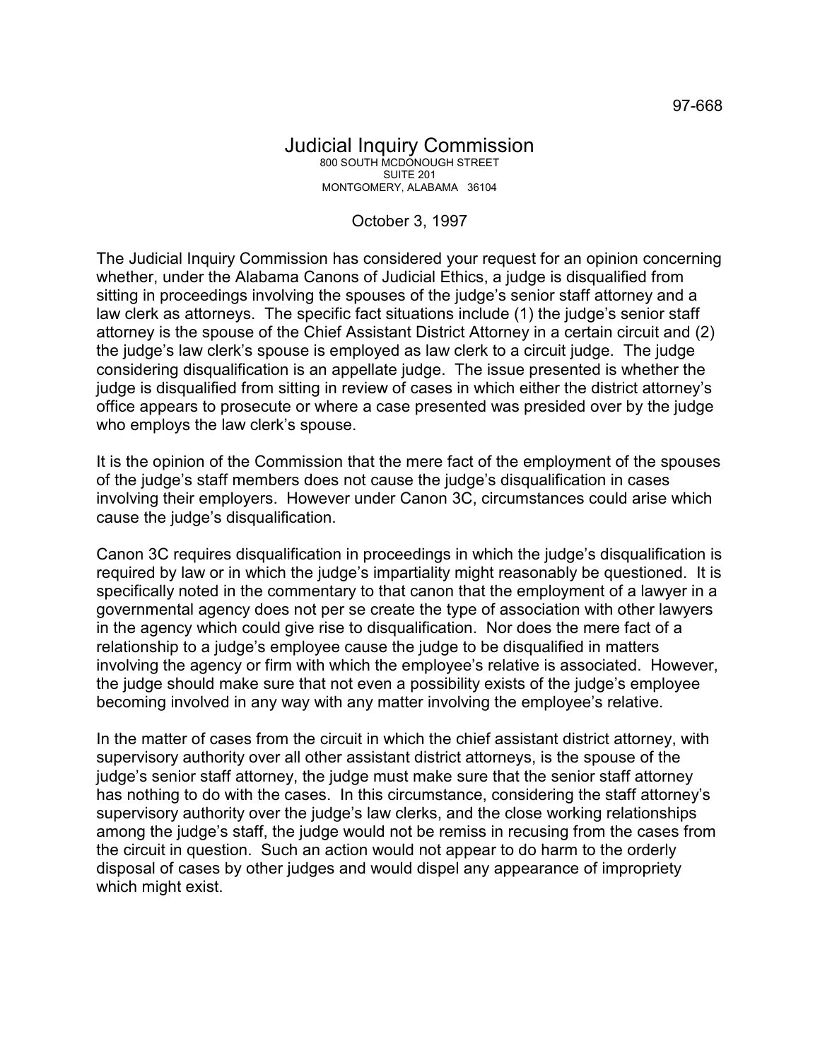97-668

# Judicial Inquiry Commission

800 SOUTH MCDONOUGH STREET
SUITE 201
MONTGOMERY, ALABAMA 36104

October 3, 1997

The Judicial Inquiry Commission has considered your request for an opinion concerning whether, under the Alabama Canons of Judicial Ethics, a judge is disqualified from sitting in proceedings involving the spouses of the judge's senior staff attorney and a law clerk as attorneys. The specific fact situations include (1) the judge's senior staff attorney is the spouse of the Chief Assistant District Attorney in a certain circuit and (2) the judge's law clerk's spouse is employed as law clerk to a circuit judge. The judge considering disqualification is an appellate judge. The issue presented is whether the judge is disqualified from sitting in review of cases in which either the district attorney's office appears to prosecute or where a case presented was presided over by the judge who employs the law clerk's spouse.

It is the opinion of the Commission that the mere fact of the employment of the spouses of the judge's staff members does not cause the judge's disqualification in cases involving their employers. However under Canon 3C, circumstances could arise which cause the judge's disqualification.

Canon 3C requires disqualification in proceedings in which the judge's disqualification is required by law or in which the judge's impartiality might reasonably be questioned. It is specifically noted in the commentary to that canon that the employment of a lawyer in a governmental agency does not per se create the type of association with other lawyers in the agency which could give rise to disqualification. Nor does the mere fact of a relationship to a judge's employee cause the judge to be disqualified in matters involving the agency or firm with which the employee's relative is associated. However, the judge should make sure that not even a possibility exists of the judge's employee becoming involved in any way with any matter involving the employee's relative.

In the matter of cases from the circuit in which the chief assistant district attorney, with supervisory authority over all other assistant district attorneys, is the spouse of the judge's senior staff attorney, the judge must make sure that the senior staff attorney has nothing to do with the cases. In this circumstance, considering the staff attorney's supervisory authority over the judge's law clerks, and the close working relationships among the judge's staff, the judge would not be remiss in recusing from the cases from the circuit in question. Such an action would not appear to do harm to the orderly disposal of cases by other judges and would dispel any appearance of impropriety which might exist.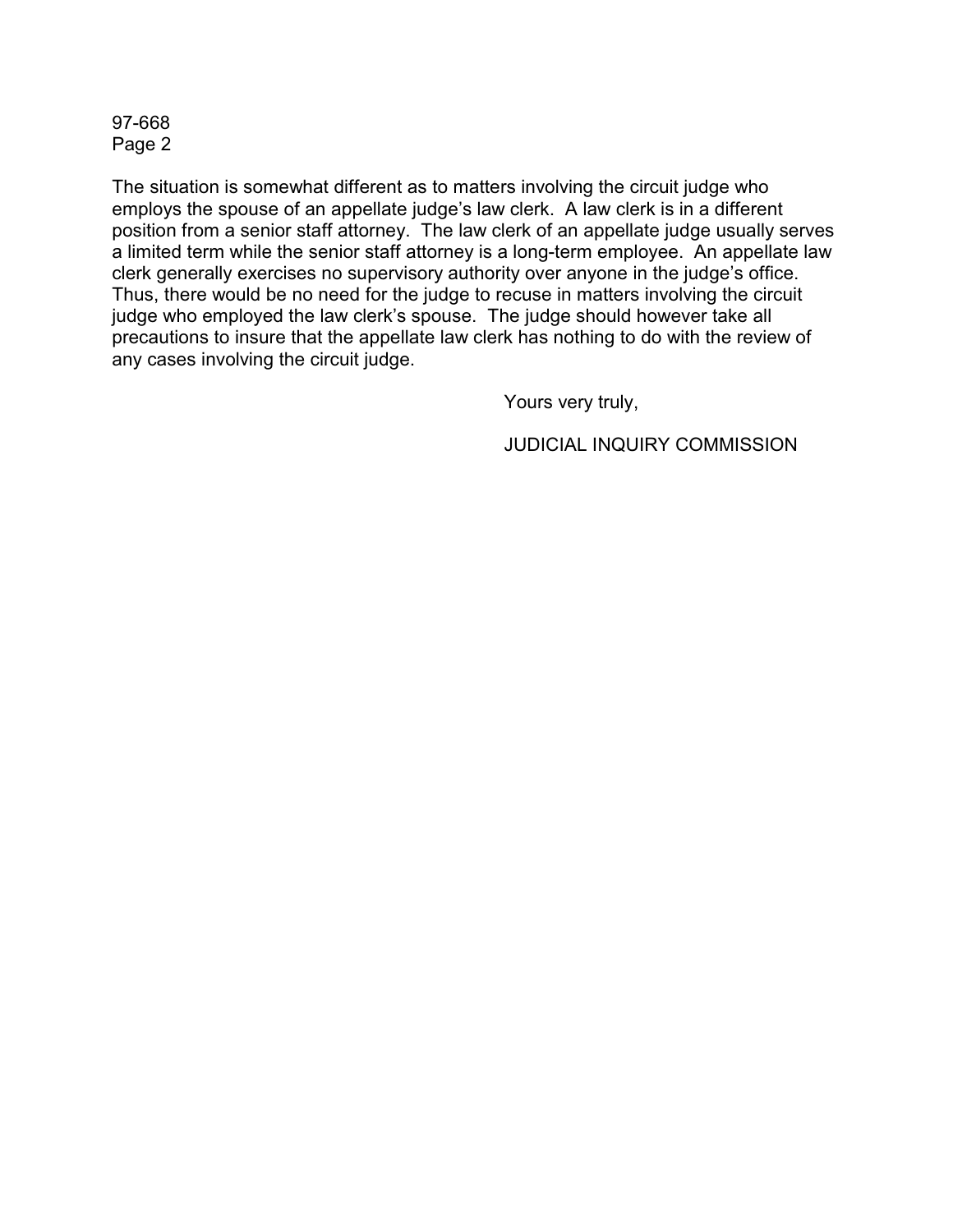The situation is somewhat different as to matters involving the circuit judge who employs the spouse of an appellate judge's law clerk. A law clerk is in a different position from a senior staff attorney. The law clerk of an appellate judge usually serves a limited term while the senior staff attorney is a long-term employee. An appellate law clerk generally exercises no supervisory authority over anyone in the judge's office. Thus, there would be no need for the judge to recuse in matters involving the circuit judge who employed the law clerk's spouse. The judge should however take all precautions to insure that the appellate law clerk has nothing to do with the review of any cases involving the circuit judge.

Yours very truly,

JUDICIAL INQUIRY COMMISSION